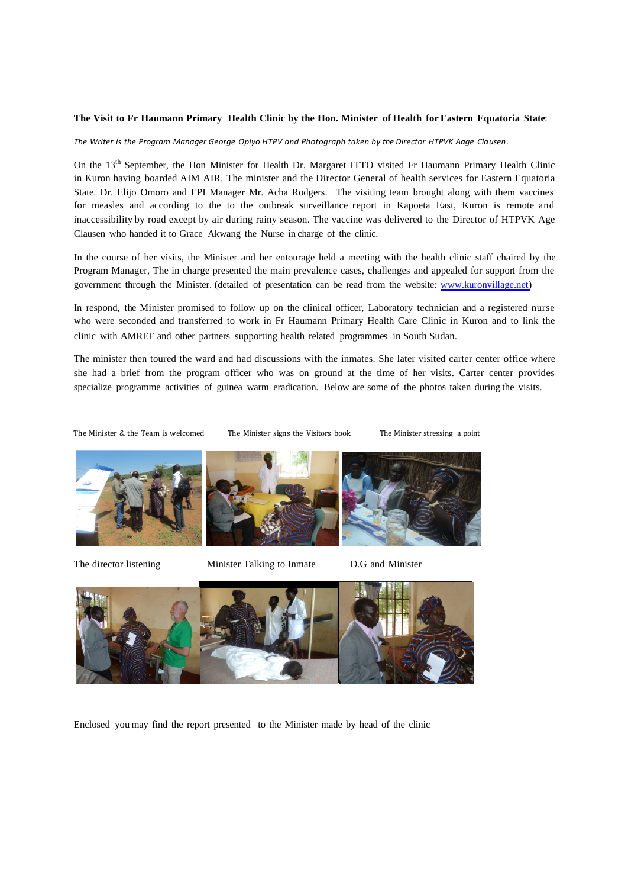**The Visit to Fr Haumann Primary Health Clinic by the Hon. Minister of Health for Eastern Equatoria State**:

*The Writer is the Program Manager George Opiyo HTPV and Photograph taken by the Director HTPVK Aage Clausen*.

On the 13th September, the Hon Minister for Health Dr. Margaret ITTO visited Fr Haumann Primary Health Clinic in Kuron having boarded AIM AIR. The minister and the Director General of health services for Eastern Equatoria State. Dr. Elijo Omoro and EPI Manager Mr. Acha Rodgers. The visiting team brought along with them vaccines for measles and according to the to the outbreak surveillance report in Kapoeta East, Kuron is remote and inaccessibility by road except by air during rainy season. The vaccine was delivered to the Director of HTPVK Age Clausen who handed it to Grace Akwang the Nurse in charge of the clinic.

In the course of her visits, the Minister and her entourage held a meeting with the health clinic staff chaired by the Program Manager, The in charge presented the main prevalence cases, challenges and appealed for support from the government through the Minister. (detailed of presentation can be read from the website: [www.kuronvillage.net](http://www.kuronvillage.net))

In respond, the Minister promised to follow up on the clinical officer, Laboratory technician and a registered nurse who were seconded and transferred to work in Fr Haumann Primary Health Care Clinic in Kuron and to link the clinic with AMREF and other partners supporting health related programmes in South Sudan.

The minister then toured the ward and had discussions with the inmates. She later visited carter center office where she had a brief from the program officer who was on ground at the time of her visits. Carter center provides specialize programme activities of guinea warm eradication. Below are some of the photos taken during the visits.

The Minister & the Team is welcomed

The Minister signs the Visitors book

The Minister stressing a point

The director listening

Minister Talking to Inmate

D.G and Minister

Enclosed you may find the report presented to the Minister made by head of the clinic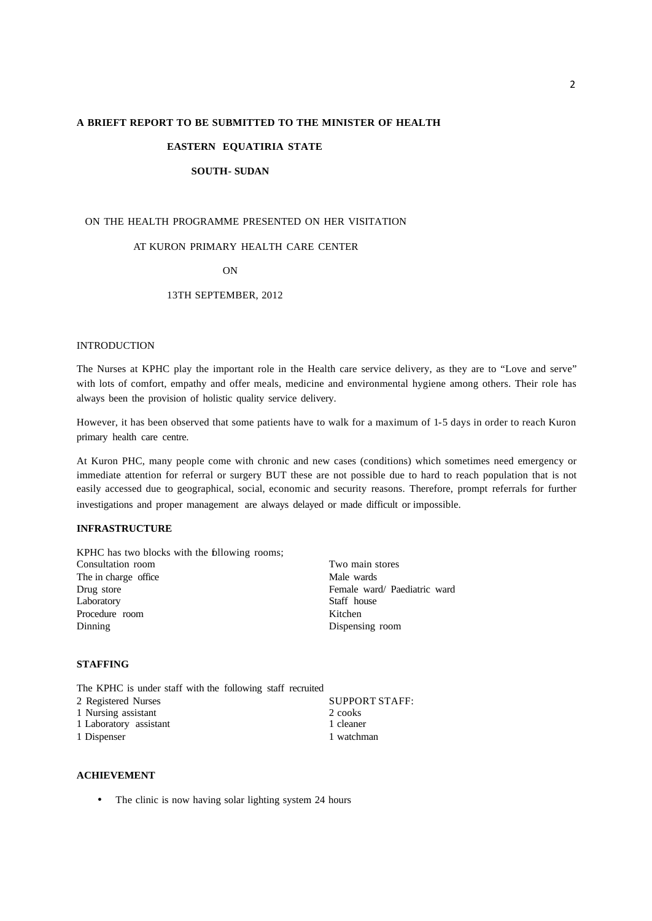**A BRIEFT REPORT TO BE SUBMITTED TO THE MINISTER OF HEALTH**

**EASTERN EQUATIRIA STATE**

**SOUTH- SUDAN**

ON THE HEALTH PROGRAMME PRESENTED ON HER VISITATION

AT KURON PRIMARY HEALTH CARE CENTER

ON

13TH SEPTEMBER, 2012

INTRODUCTION

The Nurses at KPHC play the important role in the Health care service delivery, as they are to "Love and serve" with lots of comfort, empathy and offer meals, medicine and environmental hygiene among others. Their role has always been the provision of holistic quality service delivery.

However, it has been observed that some patients have to walk for a maximum of 1-5 days in order to reach Kuron primary health care centre.

At Kuron PHC, many people come with chronic and new cases (conditions) which sometimes need emergency or immediate attention for referral or surgery BUT these are not possible due to hard to reach population that is not easily accessed due to geographical, social, economic and security reasons. Therefore, prompt referrals for further investigations and proper management are always delayed or made difficult or impossible.

**INFRASTRUCTURE**

KPHC has two blocks with the following rooms;

| | |
|---|---|
| Consultation room | Two main stores |
| The in charge office | Male wards |
| Drug store | Female ward/ Paediatric ward |
| Laboratory | Staff house |
| Procedure room | Kitchen |
| Dinning | Dispensing room |

**STAFFING**

The KPHC is under staff with the following staff recruited

| | |
|---|---|
| 2 Registered Nurses | SUPPORT STAFF: |
| 1 Nursing assistant | 2 cooks |
| 1 Laboratory assistant | 1 cleaner |
| 1 Dispenser | 1 watchman |

**ACHIEVEMENT**

- The clinic is now having solar lighting system 24 hours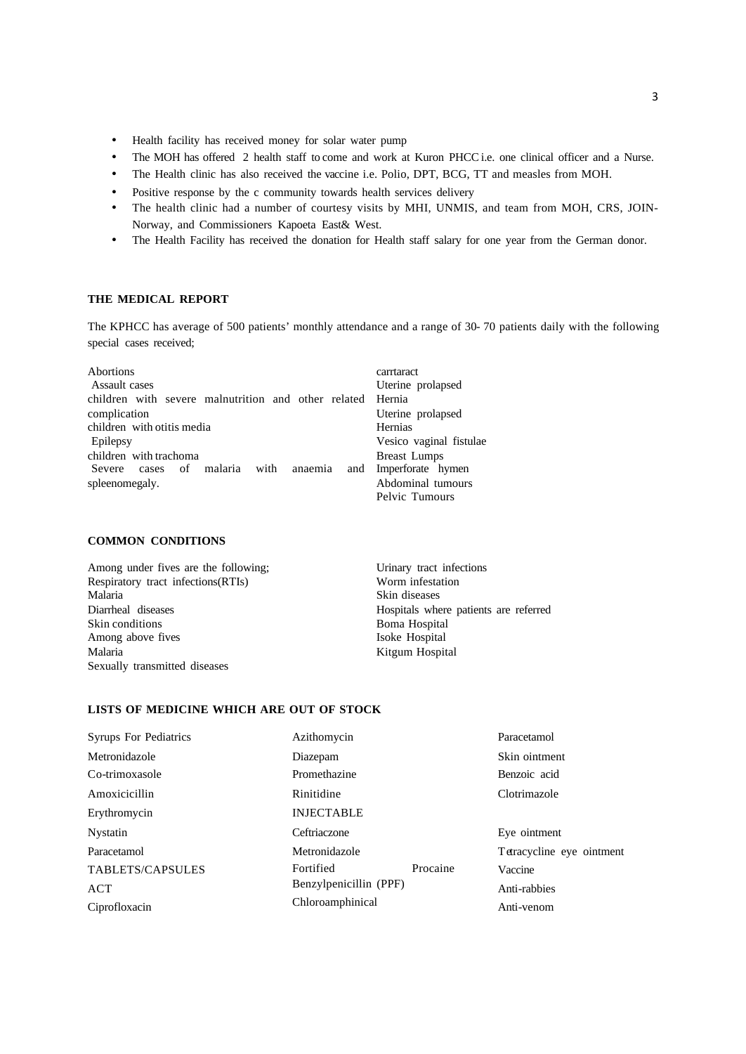- Health facility has received money for solar water pump
- The MOH has offered 2 health staff to come and work at Kuron PHCC i.e. one clinical officer and a Nurse.
- The Health clinic has also received the vaccine i.e. Polio, DPT, BCG, TT and measles from MOH.
- Positive response by the c community towards health services delivery
- The health clinic had a number of courtesy visits by MHI, UNMIS, and team from MOH, CRS, JOIN-Norway, and Commissioners Kapoeta East& West.
- The Health Facility has received the donation for Health staff salary for one year from the German donor.

**THE MEDICAL REPORT**

The KPHCC has average of 500 patients' monthly attendance and a range of 30- 70 patients daily with the following special cases received;

Abortions
Assault cases
children with severe malnutrition and other related complication
children with otitis media
Epilepsy
children with trachoma
Severe cases of malaria with anaemia and spleenomegaly.

carrtaract
Uterine prolapsed
Hernia
Uterine prolapsed
Hernias
Vesico vaginal fistulae
Breast Lumps
Imperforate hymen
Abdominal tumours
Pelvic Tumours

**COMMON CONDITIONS**

Among under fives are the following;
Respiratory tract infections(RTIs)
Malaria
Diarrheal diseases
Skin conditions
Among above fives
Malaria
Sexually transmitted diseases
Urinary tract infections
Worm infestation
Skin diseases

Hospitals where patients are referred
Boma Hospital
Isoke Hospital
Kitgum Hospital

**LISTS OF MEDICINE WHICH ARE OUT OF STOCK**

Syrups For Pediatrics
Metronidazole
Co-trimoxasole
Amoxicicillin
Erythromycin
Nystatin
Paracetamol

TABLETS/CAPSULES
ACT
Ciprofloxacin
Azithomycin
Diazepam
Promethazine
Rinitidine

INJECTABLE
Ceftriaczone
Metronidazole
Fortified Procaine Benzylpenicillin (PPF)
Chloroamphinical

Paracetamol

Skin ointment
Benzoic acid
Clotrimazole

Eye ointment
Tetracycline eye ointment

Vaccine
Anti-rabbies
Anti-venom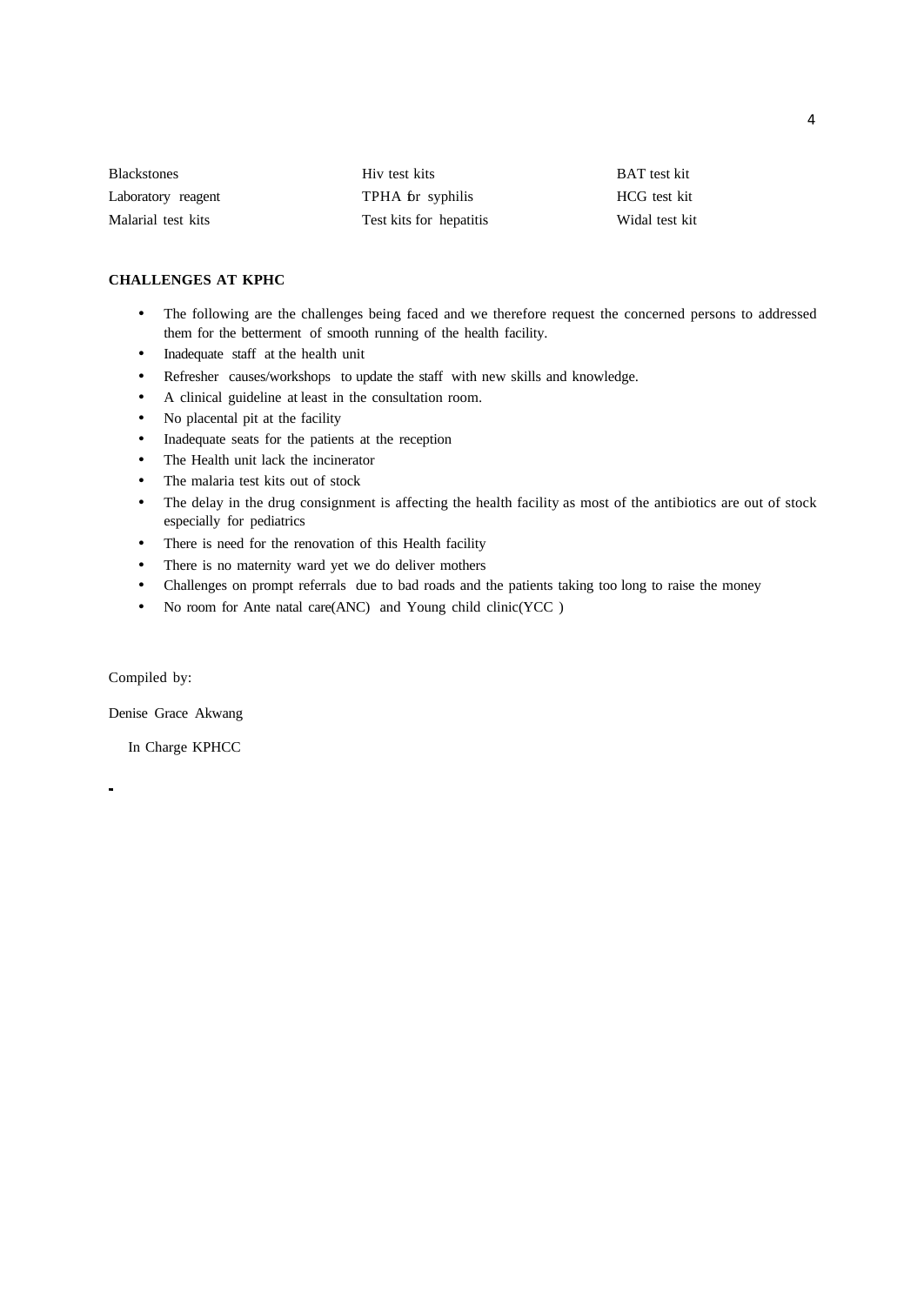| | | |
|---|---|---|
| Blackstones | Hiv test kits | BAT test kit |
| Laboratory reagent | TPHA for syphilis | HCG test kit |
| Malarial test kits | Test kits for hepatitis | Widal test kit |

**CHALLENGES AT KPHC**

- The following are the challenges being faced and we therefore request the concerned persons to addressed them for the betterment of smooth running of the health facility.
- Inadequate staff at the health unit
- Refresher causes/workshops to update the staff with new skills and knowledge.
- A clinical guideline at least in the consultation room.
- No placental pit at the facility
- Inadequate seats for the patients at the reception
- The Health unit lack the incinerator
- The malaria test kits out of stock
- The delay in the drug consignment is affecting the health facility as most of the antibiotics are out of stock especially for pediatrics
- There is need for the renovation of this Health facility
- There is no maternity ward yet we do deliver mothers
- Challenges on prompt referrals due to bad roads and the patients taking too long to raise the money
- No room for Ante natal care(ANC) and Young child clinic(YCC )

Compiled by:

Denise Grace Akwang

In Charge KPHCC